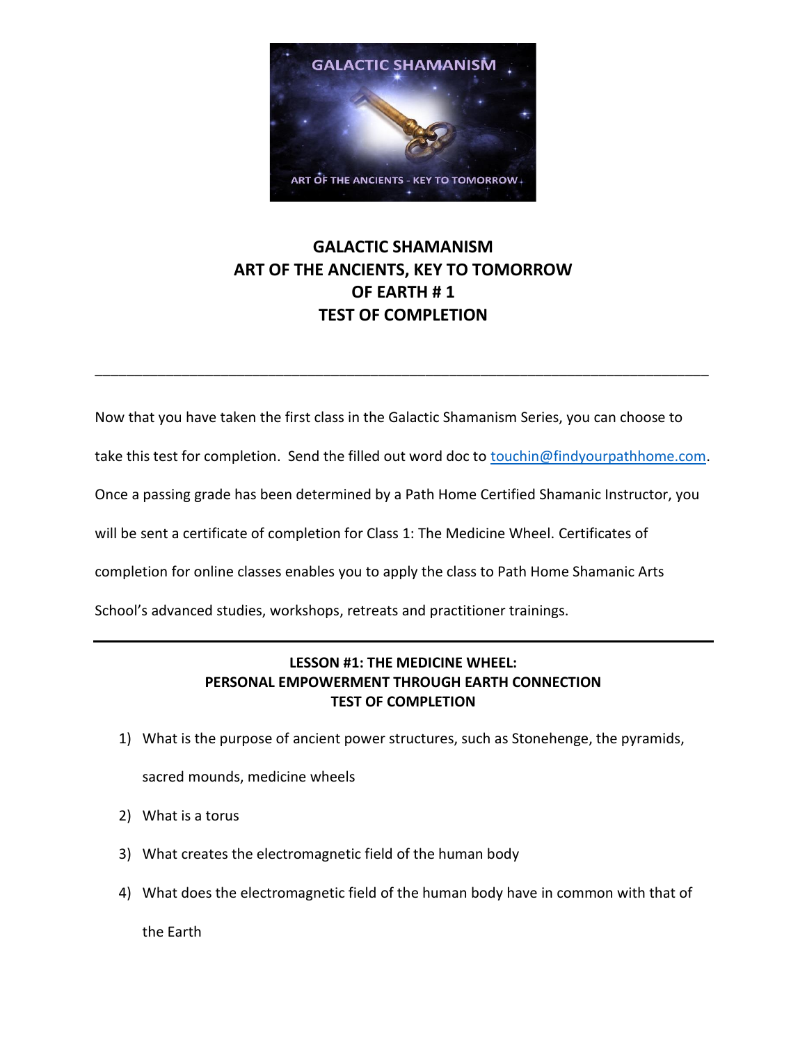# GALACTIC SHAMANISM
# ART OF THE ANCIENTS, KEY TO TOMORROW
# OF EARTH # 1
# TEST OF COMPLETION

---

Now that you have taken the first class in the Galactic Shamanism Series, you can choose to take this test for completion. Send the filled out word doc to touchin@findyourpathhome.com. Once a passing grade has been determined by a Path Home Certified Shamanic Instructor, you will be sent a certificate of completion for Class 1: The Medicine Wheel. Certificates of completion for online classes enables you to apply the class to Path Home Shamanic Arts School's advanced studies, workshops, retreats and practitioner trainings.

---

## LESSON #1: THE MEDICINE WHEEL: PERSONAL EMPOWERMENT THROUGH EARTH CONNECTION TEST OF COMPLETION

1) What is the purpose of ancient power structures, such as Stonehenge, the pyramids, sacred mounds, medicine wheels
2) What is a torus
3) What creates the electromagnetic field of the human body
4) What does the electromagnetic field of the human body have in common with that of the Earth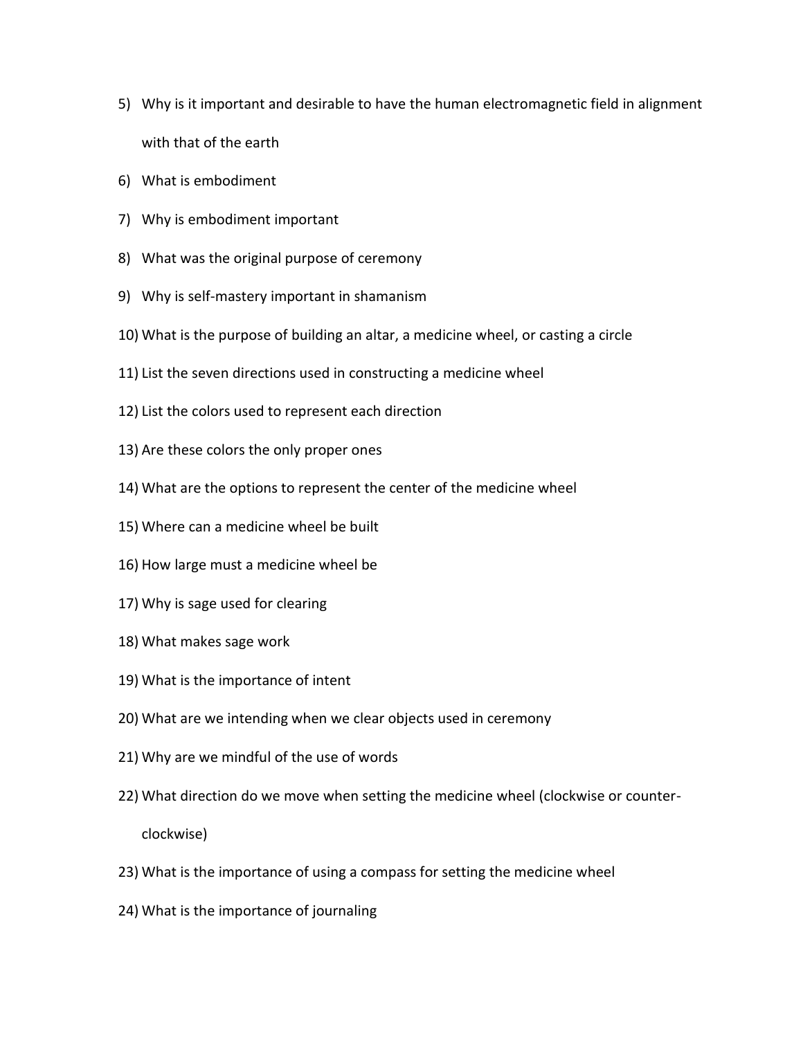5) Why is it important and desirable to have the human electromagnetic field in alignment with that of the earth
6) What is embodiment
7) Why is embodiment important
8) What was the original purpose of ceremony
9) Why is self-mastery important in shamanism
10) What is the purpose of building an altar, a medicine wheel, or casting a circle
11) List the seven directions used in constructing a medicine wheel
12) List the colors used to represent each direction
13) Are these colors the only proper ones
14) What are the options to represent the center of the medicine wheel
15) Where can a medicine wheel be built
16) How large must a medicine wheel be
17) Why is sage used for clearing
18) What makes sage work
19) What is the importance of intent
20) What are we intending when we clear objects used in ceremony
21) Why are we mindful of the use of words
22) What direction do we move when setting the medicine wheel (clockwise or counter-clockwise)
23) What is the importance of using a compass for setting the medicine wheel
24) What is the importance of journaling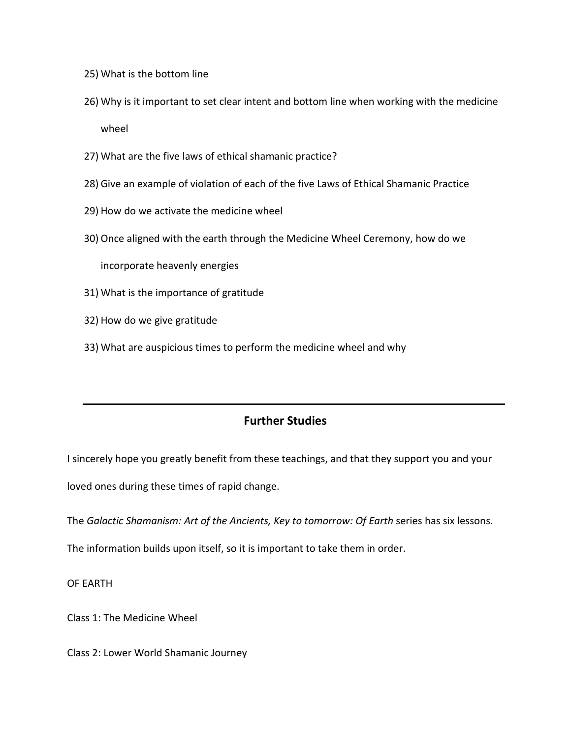25) What is the bottom line
26) Why is it important to set clear intent and bottom line when working with the medicine wheel
27) What are the five laws of ethical shamanic practice?
28) Give an example of violation of each of the five Laws of Ethical Shamanic Practice
29) How do we activate the medicine wheel
30) Once aligned with the earth through the Medicine Wheel Ceremony, how do we incorporate heavenly energies
31) What is the importance of gratitude
32) How do we give gratitude
33) What are auspicious times to perform the medicine wheel and why

---

## Further Studies

I sincerely hope you greatly benefit from these teachings, and that they support you and your loved ones during these times of rapid change.

The *Galactic Shamanism: Art of the Ancients, Key to tomorrow: Of Earth* series has six lessons. The information builds upon itself, so it is important to take them in order.

OF EARTH

Class 1: The Medicine Wheel

Class 2: Lower World Shamanic Journey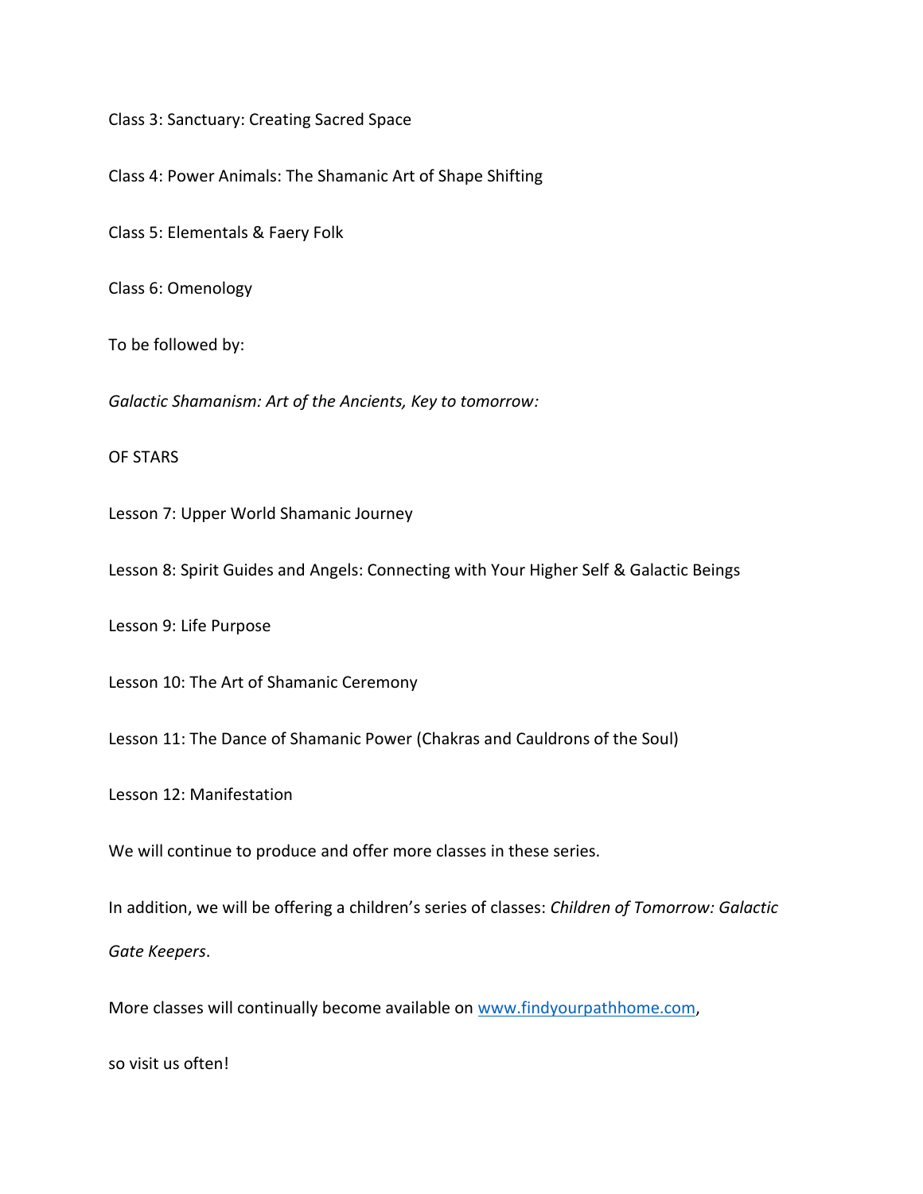Class 3: Sanctuary: Creating Sacred Space

Class 4: Power Animals: The Shamanic Art of Shape Shifting

Class 5: Elementals & Faery Folk

Class 6: Omenology

To be followed by:

*Galactic Shamanism: Art of the Ancients, Key to tomorrow:*

OF STARS

Lesson 7: Upper World Shamanic Journey

Lesson 8: Spirit Guides and Angels: Connecting with Your Higher Self & Galactic Beings

Lesson 9: Life Purpose

Lesson 10: The Art of Shamanic Ceremony

Lesson 11: The Dance of Shamanic Power (Chakras and Cauldrons of the Soul)

Lesson 12: Manifestation

We will continue to produce and offer more classes in these series.

In addition, we will be offering a children's series of classes: *Children of Tomorrow: Galactic Gate Keepers*.

More classes will continually become available on [www.findyourpathhome.com](http://www.findyourpathhome.com),

so visit us often!